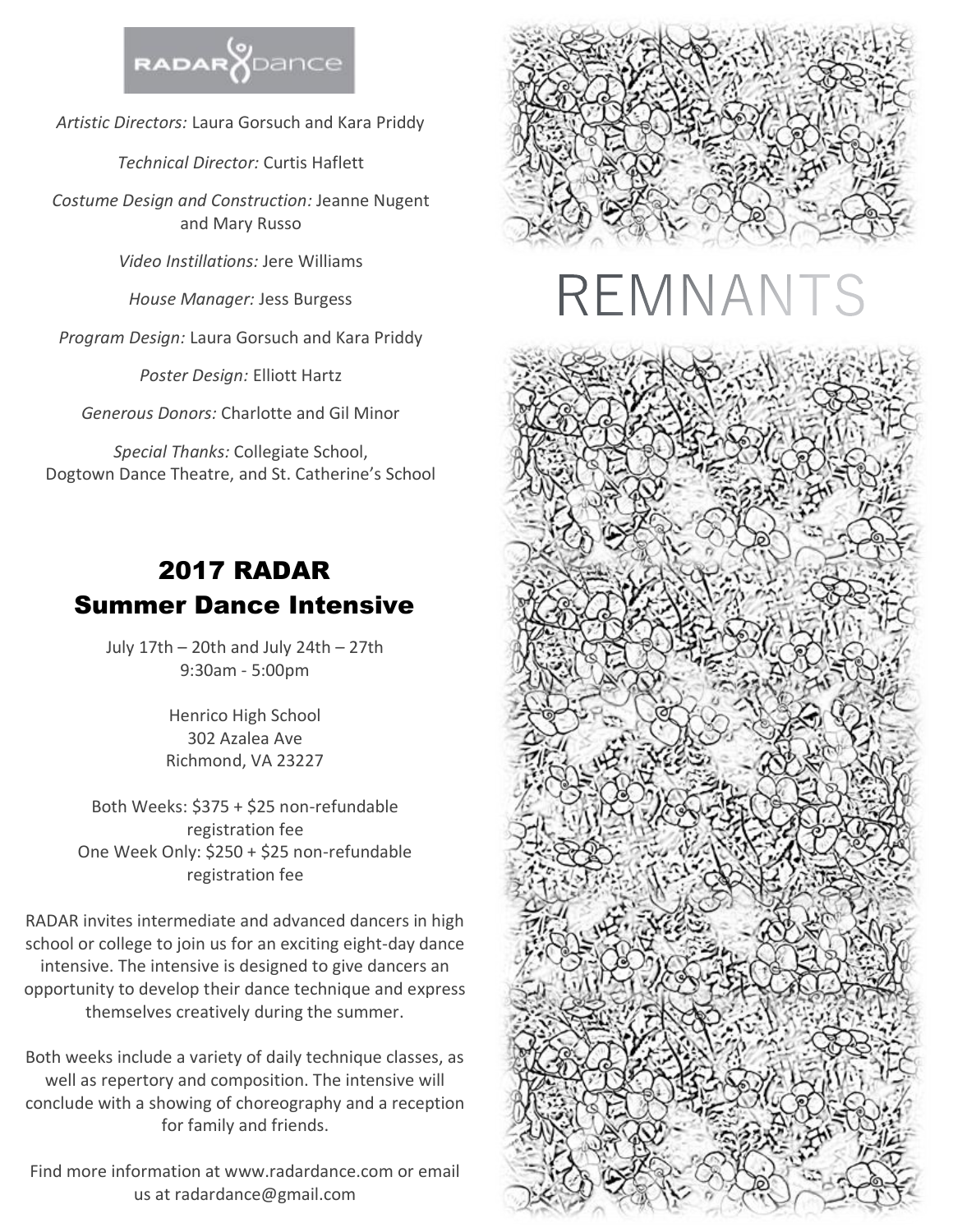RADAR dance

*Artistic Directors:* Laura Gorsuch and Kara Priddy

*Technical Director:* Curtis Haflett

*Costume Design and Construction:* Jeanne Nugent and Mary Russo

*Video Instillations:* Jere Williams

*House Manager:* Jess Burgess

*Program Design:* Laura Gorsuch and Kara Priddy

*Poster Design:* Elliott Hartz

*Generous Donors:* Charlotte and Gil Minor

*Special Thanks:* Collegiate School, Dogtown Dance Theatre, and St. Catherine's School

## 2017 RADAR Summer Dance Intensive

July 17th – 20th and July 24th – 27th
9:30am - 5:00pm

Henrico High School
302 Azalea Ave
Richmond, VA 23227

Both Weeks: $375 + $25 non-refundable registration fee
One Week Only: $250 + $25 non-refundable registration fee

RADAR invites intermediate and advanced dancers in high school or college to join us for an exciting eight-day dance intensive. The intensive is designed to give dancers an opportunity to develop their dance technique and express themselves creatively during the summer.

Both weeks include a variety of daily technique classes, as well as repertory and composition. The intensive will conclude with a showing of choreography and a reception for family and friends.

Find more information at www.radardance.com or email us at radardance@gmail.com

# REMNANTS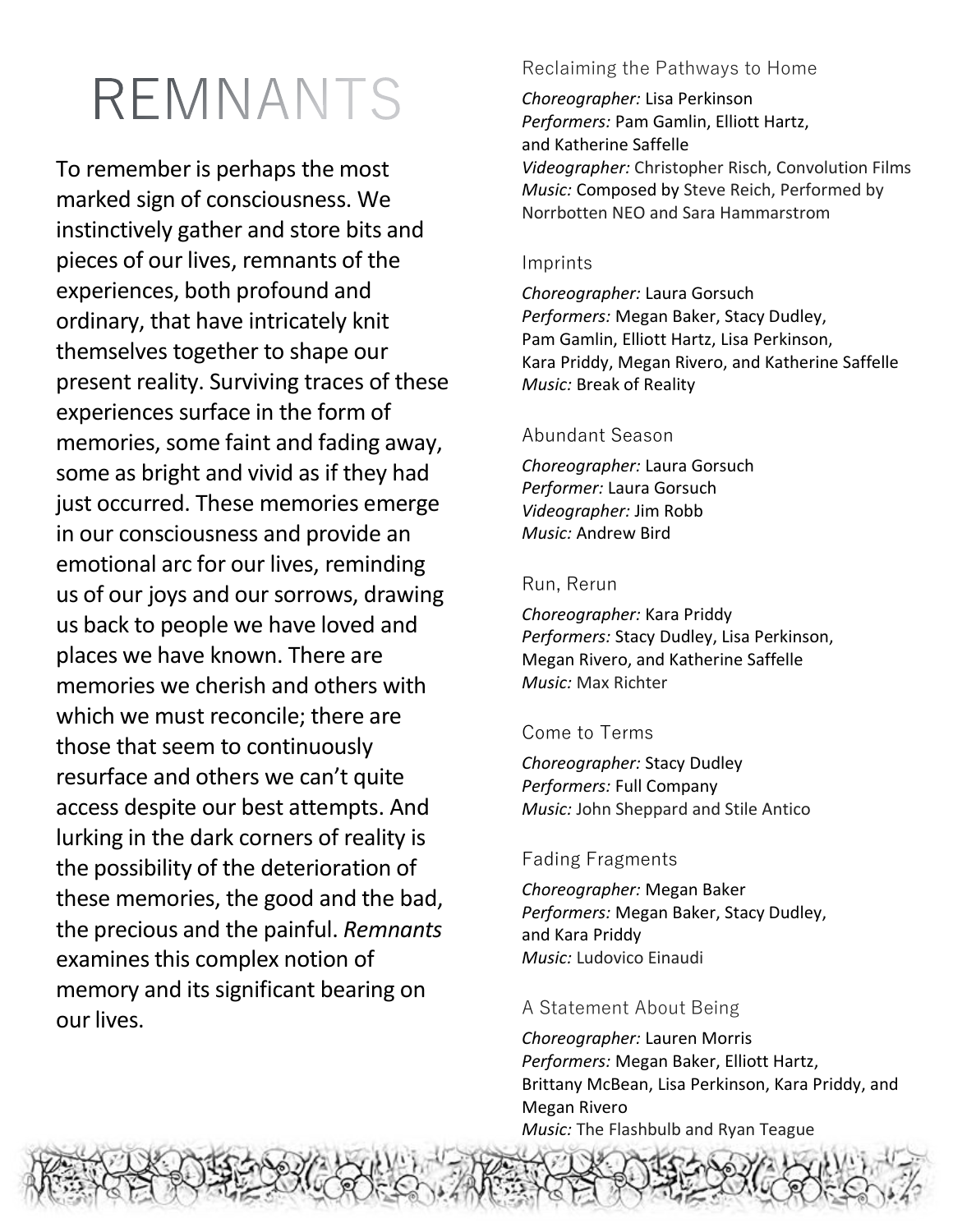# REMNANTS

To remember is perhaps the most marked sign of consciousness. We instinctively gather and store bits and pieces of our lives, remnants of the experiences, both profound and ordinary, that have intricately knit themselves together to shape our present reality. Surviving traces of these experiences surface in the form of memories, some faint and fading away, some as bright and vivid as if they had just occurred. These memories emerge in our consciousness and provide an emotional arc for our lives, reminding us of our joys and our sorrows, drawing us back to people we have loved and places we have known. There are memories we cherish and others with which we must reconcile; there are those that seem to continuously resurface and others we can't quite access despite our best attempts. And lurking in the dark corners of reality is the possibility of the deterioration of these memories, the good and the bad, the precious and the painful. *Remnants* examines this complex notion of memory and its significant bearing on our lives.

### Reclaiming the Pathways to Home

*Choreographer:* Lisa Perkinson
*Performers:* Pam Gamlin, Elliott Hartz, and Katherine Saffelle
*Videographer:* Christopher Risch, Convolution Films
*Music:* Composed by Steve Reich, Performed by Norrbotten NEO and Sara Hammarstrom

### Imprints

*Choreographer:* Laura Gorsuch
*Performers:* Megan Baker, Stacy Dudley, Pam Gamlin, Elliott Hartz, Lisa Perkinson, Kara Priddy, Megan Rivero, and Katherine Saffelle
*Music:* Break of Reality

### Abundant Season

*Choreographer:* Laura Gorsuch
*Performer:* Laura Gorsuch
*Videographer:* Jim Robb
*Music:* Andrew Bird

### Run, Rerun

*Choreographer:* Kara Priddy
*Performers:* Stacy Dudley, Lisa Perkinson, Megan Rivero, and Katherine Saffelle
*Music:* Max Richter

### Come to Terms

*Choreographer:* Stacy Dudley
*Performers:* Full Company
*Music:* John Sheppard and Stile Antico

### Fading Fragments

*Choreographer:* Megan Baker
*Performers:* Megan Baker, Stacy Dudley, and Kara Priddy
*Music:* Ludovico Einaudi

### A Statement About Being

*Choreographer:* Lauren Morris
*Performers:* Megan Baker, Elliott Hartz, Brittany McBean, Lisa Perkinson, Kara Priddy, and Megan Rivero
*Music:* The Flashbulb and Ryan Teague